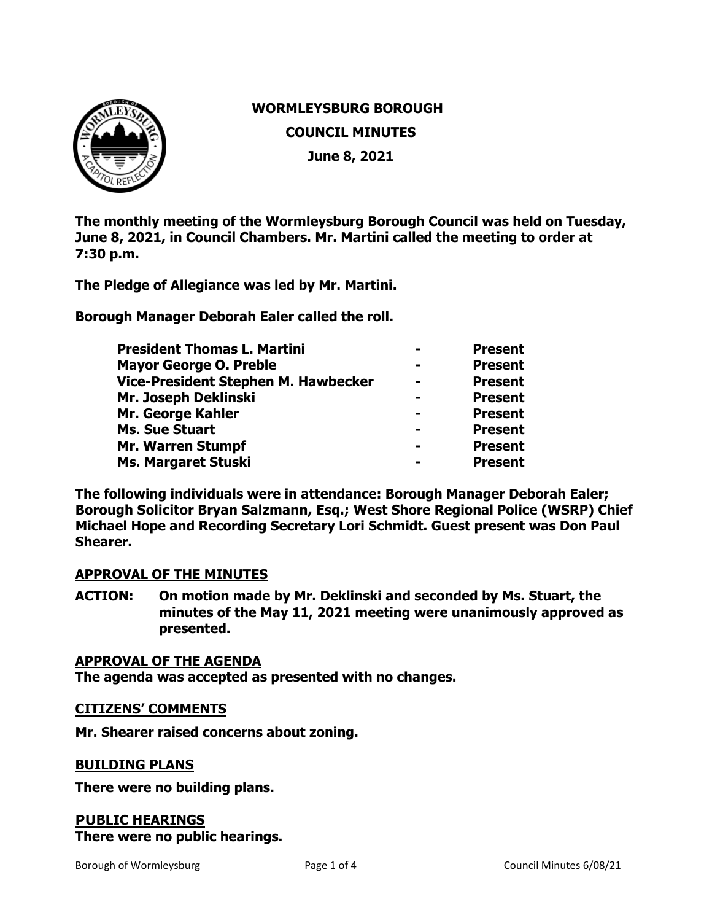# WORMLEYSBURG BOROUGH

## COUNCIL MINUTES

## June 8, 2021

**The monthly meeting of the Wormleysburg Borough Council was held on Tuesday, June 8, 2021, in Council Chambers. Mr. Martini called the meeting to order at 7:30 p.m.**

**The Pledge of Allegiance was led by Mr. Martini.**

**Borough Manager Deborah Ealer called the roll.**

| | | |
|---|---|---|
| **President Thomas L. Martini** | **-** | **Present** |
| **Mayor George O. Preble** | **-** | **Present** |
| **Vice-President Stephen M. Hawbecker** | **-** | **Present** |
| **Mr. Joseph Deklinski** | **-** | **Present** |
| **Mr. George Kahler** | **-** | **Present** |
| **Ms. Sue Stuart** | **-** | **Present** |
| **Mr. Warren Stumpf** | **-** | **Present** |
| **Ms. Margaret Stuski** | **-** | **Present** |

**The following individuals were in attendance: Borough Manager Deborah Ealer; Borough Solicitor Bryan Salzmann, Esq.; West Shore Regional Police (WSRP) Chief Michael Hope and Recording Secretary Lori Schmidt. Guest present was Don Paul Shearer.**

### APPROVAL OF THE MINUTES

**ACTION: On motion made by Mr. Deklinski and seconded by Ms. Stuart, the minutes of the May 11, 2021 meeting were unanimously approved as presented.**

### APPROVAL OF THE AGENDA

**The agenda was accepted as presented with no changes.**

### CITIZENS' COMMENTS

**Mr. Shearer raised concerns about zoning.**

### BUILDING PLANS

**There were no building plans.**

### PUBLIC HEARINGS

**There were no public hearings.**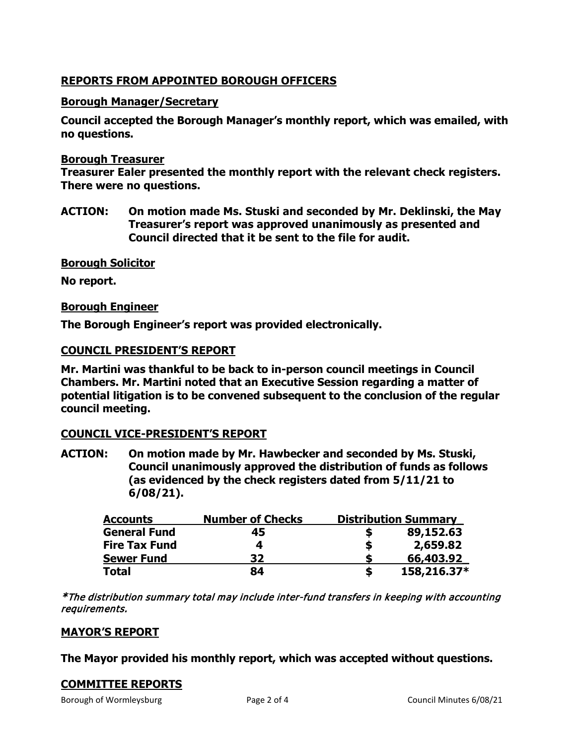## **REPORTS FROM APPOINTED BOROUGH OFFICERS**

### **Borough Manager/Secretary**

**Council accepted the Borough Manager's monthly report, which was emailed, with no questions.**

### **Borough Treasurer**

**Treasurer Ealer presented the monthly report with the relevant check registers. There were no questions.**

**ACTION: On motion made Ms. Stuski and seconded by Mr. Deklinski, the May Treasurer's report was approved unanimously as presented and Council directed that it be sent to the file for audit.**

### **Borough Solicitor**

**No report.**

### **Borough Engineer**

**The Borough Engineer's report was provided electronically.**

## **COUNCIL PRESIDENT'S REPORT**

**Mr. Martini was thankful to be back to in-person council meetings in Council Chambers. Mr. Martini noted that an Executive Session regarding a matter of potential litigation is to be convened subsequent to the conclusion of the regular council meeting.**

## **COUNCIL VICE-PRESIDENT'S REPORT**

**ACTION: On motion made by Mr. Hawbecker and seconded by Ms. Stuski, Council unanimously approved the distribution of funds as follows (as evidenced by the check registers dated from 5/11/21 to 6/08/21).**

| Accounts | Number of Checks | Distribution Summary |
|---|---|---|
| **General Fund** | **45** | **$ 89,152.63** |
| **Fire Tax Fund** | **4** | **$ 2,659.82** |
| **Sewer Fund** | **32** | **$ 66,403.92** |
| **Total** | **84** | **$ 158,216.37*** |

*\*The distribution summary total may include inter-fund transfers in keeping with accounting requirements.*

## **MAYOR'S REPORT**

**The Mayor provided his monthly report, which was accepted without questions.**

## **COMMITTEE REPORTS**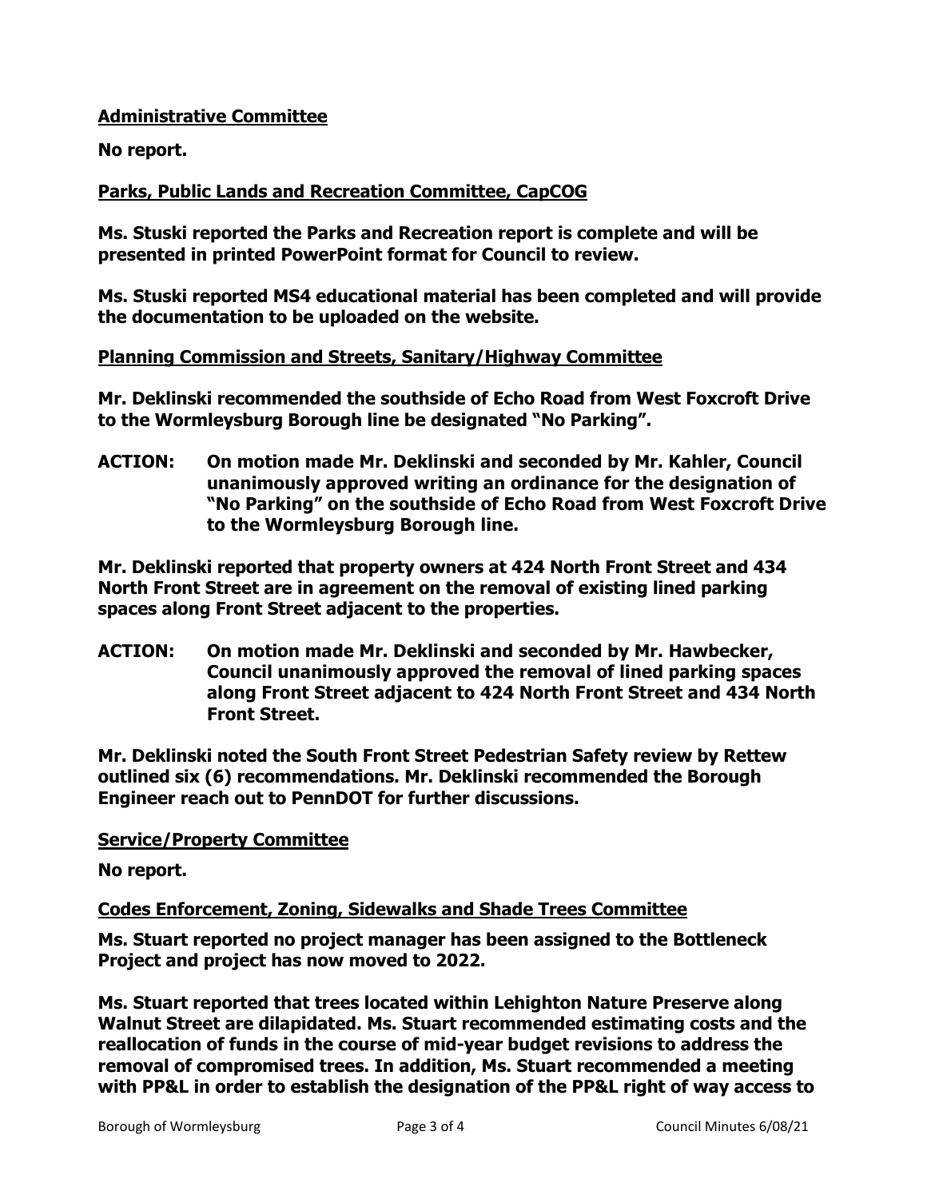**Administrative Committee**

**No report.**

**Parks, Public Lands and Recreation Committee, CapCOG**

**Ms. Stuski reported the Parks and Recreation report is complete and will be presented in printed PowerPoint format for Council to review.**

**Ms. Stuski reported MS4 educational material has been completed and will provide the documentation to be uploaded on the website.**

**Planning Commission and Streets, Sanitary/Highway Committee**

**Mr. Deklinski recommended the southside of Echo Road from West Foxcroft Drive to the Wormleysburg Borough line be designated "No Parking".**

**ACTION: On motion made Mr. Deklinski and seconded by Mr. Kahler, Council unanimously approved writing an ordinance for the designation of "No Parking" on the southside of Echo Road from West Foxcroft Drive to the Wormleysburg Borough line.**

**Mr. Deklinski reported that property owners at 424 North Front Street and 434 North Front Street are in agreement on the removal of existing lined parking spaces along Front Street adjacent to the properties.**

**ACTION: On motion made Mr. Deklinski and seconded by Mr. Hawbecker, Council unanimously approved the removal of lined parking spaces along Front Street adjacent to 424 North Front Street and 434 North Front Street.**

**Mr. Deklinski noted the South Front Street Pedestrian Safety review by Rettew outlined six (6) recommendations. Mr. Deklinski recommended the Borough Engineer reach out to PennDOT for further discussions.**

**Service/Property Committee**

**No report.**

**Codes Enforcement, Zoning, Sidewalks and Shade Trees Committee**

**Ms. Stuart reported no project manager has been assigned to the Bottleneck Project and project has now moved to 2022.**

**Ms. Stuart reported that trees located within Lehighton Nature Preserve along Walnut Street are dilapidated. Ms. Stuart recommended estimating costs and the reallocation of funds in the course of mid-year budget revisions to address the removal of compromised trees. In addition, Ms. Stuart recommended a meeting with PP&L in order to establish the designation of the PP&L right of way access to**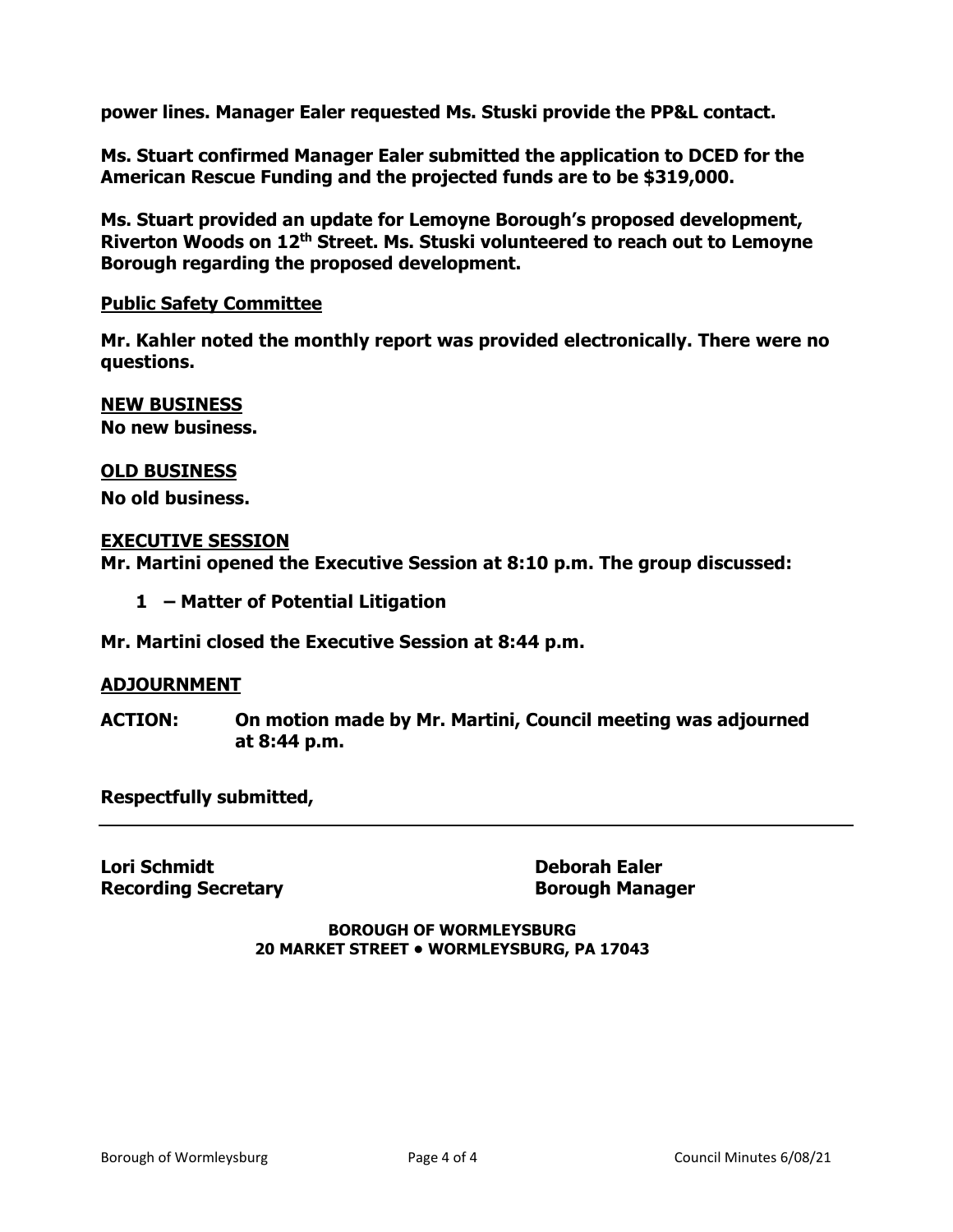**power lines. Manager Ealer requested Ms. Stuski provide the PP&L contact.**

**Ms. Stuart confirmed Manager Ealer submitted the application to DCED for the American Rescue Funding and the projected funds are to be $319,000.**

**Ms. Stuart provided an update for Lemoyne Borough's proposed development, Riverton Woods on 12th Street. Ms. Stuski volunteered to reach out to Lemoyne Borough regarding the proposed development.**

**Public Safety Committee**

**Mr. Kahler noted the monthly report was provided electronically. There were no questions.**

**NEW BUSINESS**

**No new business.**

**OLD BUSINESS**

**No old business.**

**EXECUTIVE SESSION**

**Mr. Martini opened the Executive Session at 8:10 p.m. The group discussed:**

**1 – Matter of Potential Litigation**

**Mr. Martini closed the Executive Session at 8:44 p.m.**

**ADJOURNMENT**

**ACTION: On motion made by Mr. Martini, Council meeting was adjourned at 8:44 p.m.**

**Respectfully submitted,**

**Lori Schmidt**
**Recording Secretary**

**Deborah Ealer**
**Borough Manager**

**BOROUGH OF WORMLEYSBURG**
**20 MARKET STREET • WORMLEYSBURG, PA 17043**